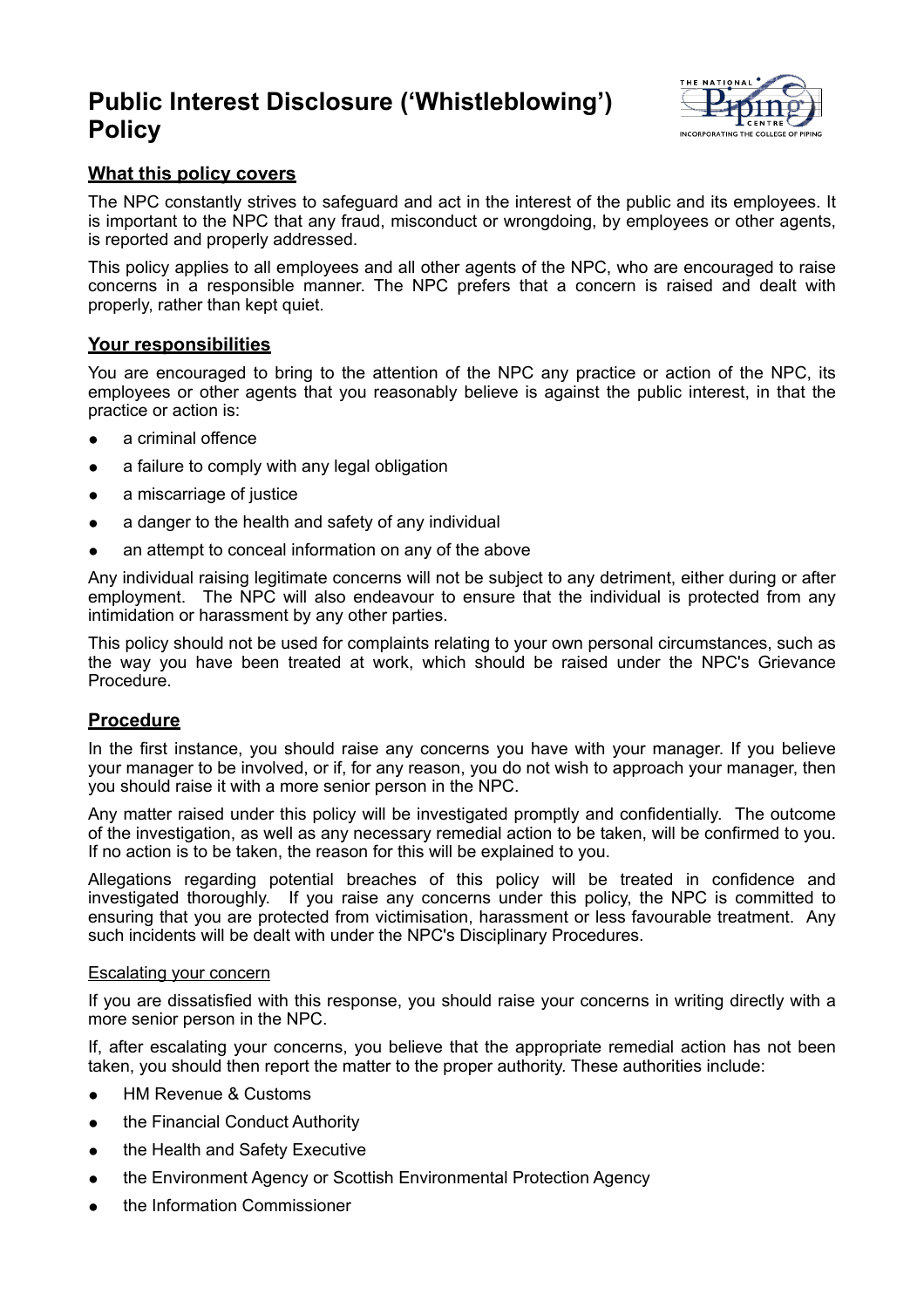# Public Interest Disclosure ('Whistleblowing') Policy

## What this policy covers

The NPC constantly strives to safeguard and act in the interest of the public and its employees. It is important to the NPC that any fraud, misconduct or wrongdoing, by employees or other agents, is reported and properly addressed.

This policy applies to all employees and all other agents of the NPC, who are encouraged to raise concerns in a responsible manner. The NPC prefers that a concern is raised and dealt with properly, rather than kept quiet.

## Your responsibilities

You are encouraged to bring to the attention of the NPC any practice or action of the NPC, its employees or other agents that you reasonably believe is against the public interest, in that the practice or action is:

- a criminal offence
- a failure to comply with any legal obligation
- a miscarriage of justice
- a danger to the health and safety of any individual
- an attempt to conceal information on any of the above

Any individual raising legitimate concerns will not be subject to any detriment, either during or after employment. The NPC will also endeavour to ensure that the individual is protected from any intimidation or harassment by any other parties.

This policy should not be used for complaints relating to your own personal circumstances, such as the way you have been treated at work, which should be raised under the NPC's Grievance Procedure.

## Procedure

In the first instance, you should raise any concerns you have with your manager. If you believe your manager to be involved, or if, for any reason, you do not wish to approach your manager, then you should raise it with a more senior person in the NPC.

Any matter raised under this policy will be investigated promptly and confidentially. The outcome of the investigation, as well as any necessary remedial action to be taken, will be confirmed to you. If no action is to be taken, the reason for this will be explained to you.

Allegations regarding potential breaches of this policy will be treated in confidence and investigated thoroughly. If you raise any concerns under this policy, the NPC is committed to ensuring that you are protected from victimisation, harassment or less favourable treatment. Any such incidents will be dealt with under the NPC's Disciplinary Procedures.

### Escalating your concern

If you are dissatisfied with this response, you should raise your concerns in writing directly with a more senior person in the NPC.

If, after escalating your concerns, you believe that the appropriate remedial action has not been taken, you should then report the matter to the proper authority. These authorities include:

- HM Revenue & Customs
- the Financial Conduct Authority
- the Health and Safety Executive
- the Environment Agency or Scottish Environmental Protection Agency
- the Information Commissioner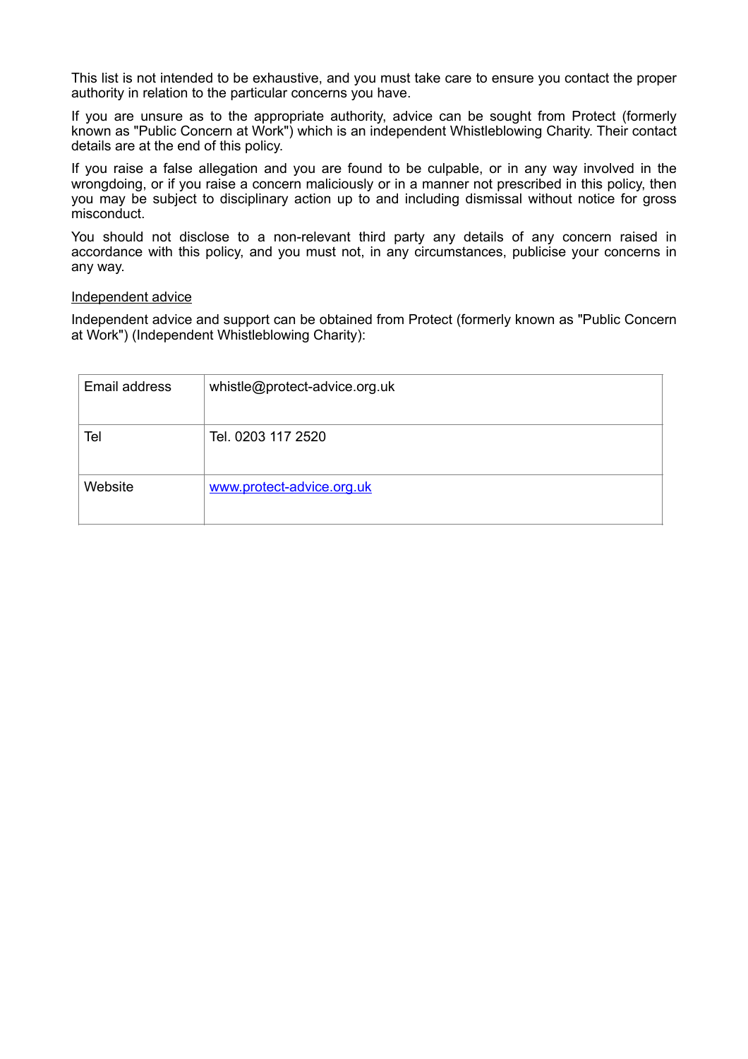This list is not intended to be exhaustive, and you must take care to ensure you contact the proper authority in relation to the particular concerns you have.

If you are unsure as to the appropriate authority, advice can be sought from Protect (formerly known as "Public Concern at Work") which is an independent Whistleblowing Charity. Their contact details are at the end of this policy.

If you raise a false allegation and you are found to be culpable, or in any way involved in the wrongdoing, or if you raise a concern maliciously or in a manner not prescribed in this policy, then you may be subject to disciplinary action up to and including dismissal without notice for gross misconduct.

You should not disclose to a non-relevant third party any details of any concern raised in accordance with this policy, and you must not, in any circumstances, publicise your concerns in any way.

Independent advice

Independent advice and support can be obtained from Protect (formerly known as "Public Concern at Work") (Independent Whistleblowing Charity):

| | |
|---|---|
| Email address | whistle@protect-advice.org.uk |
| Tel | Tel. 0203 117 2520 |
| Website | www.protect-advice.org.uk |